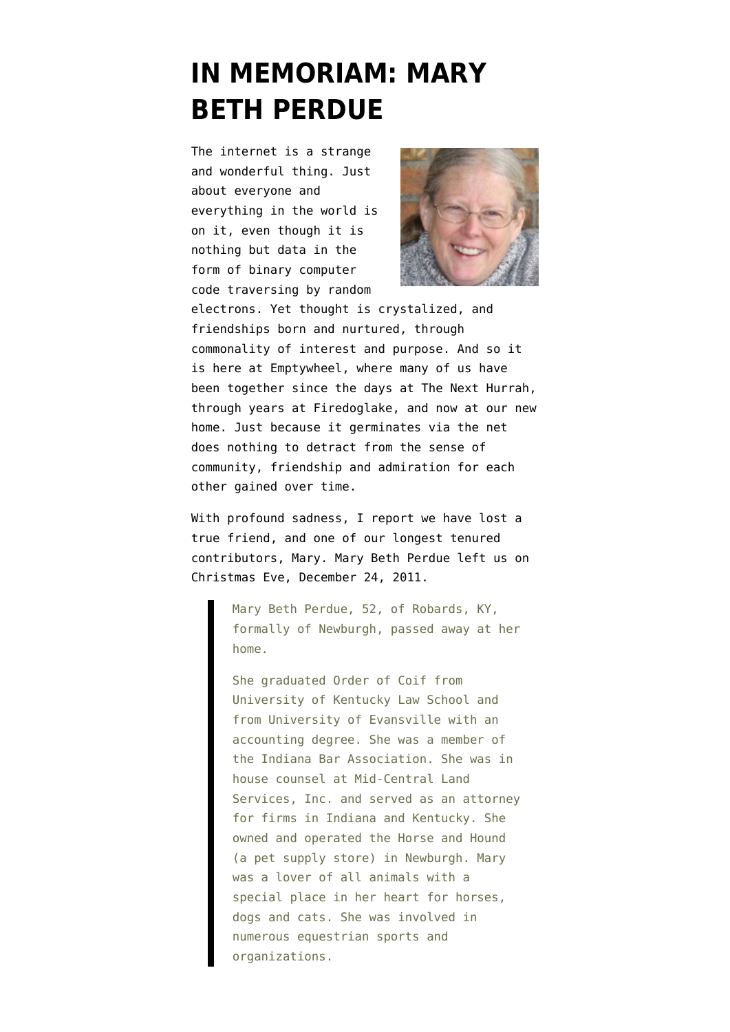# IN MEMORIAM: MARY BETH PERDUE

The internet is a strange and wonderful thing. Just about everyone and everything in the world is on it, even though it is nothing but data in the form of binary computer code traversing by random electrons. Yet thought is crystalized, and friendships born and nurtured, through commonality of interest and purpose. And so it is here at Emptywheel, where many of us have been together since the days at The Next Hurrah, through years at Firedoglake, and now at our new home. Just because it germinates via the net does nothing to detract from the sense of community, friendship and admiration for each other gained over time.

With profound sadness, I report we have lost a true friend, and one of our longest tenured contributors, Mary. Mary Beth Perdue left us on Christmas Eve, December 24, 2011.

> Mary Beth Perdue, 52, of Robards, KY, formally of Newburgh, passed away at her home.
>
> She graduated Order of Coif from University of Kentucky Law School and from University of Evansville with an accounting degree. She was a member of the Indiana Bar Association. She was in house counsel at Mid-Central Land Services, Inc. and served as an attorney for firms in Indiana and Kentucky. She owned and operated the Horse and Hound (a pet supply store) in Newburgh. Mary was a lover of all animals with a special place in her heart for horses, dogs and cats. She was involved in numerous equestrian sports and organizations.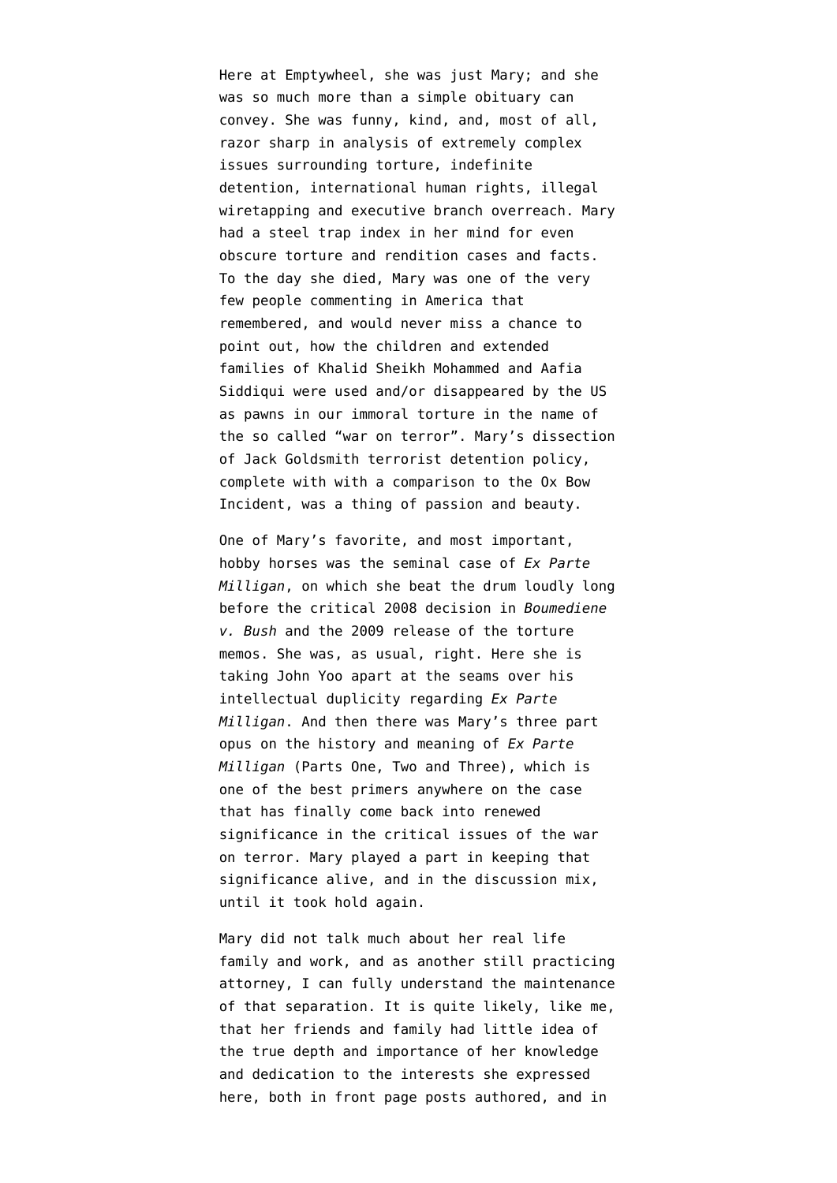Here at Emptywheel, she was just Mary; and she was so much more than a simple obituary can convey. She was funny, kind, and, most of all, razor sharp in analysis of extremely complex issues surrounding torture, indefinite detention, international human rights, illegal wiretapping and executive branch overreach. Mary had a steel trap index in her mind for even obscure torture and rendition cases and facts. To the day she died, Mary was one of the very few people commenting in America that remembered, and would never miss a chance to point out, how the children and extended families of Khalid Sheikh Mohammed and Aafia Siddiqui were used and/or disappeared by the US as pawns in our immoral torture in the name of the so called "war on terror". Mary's dissection of Jack Goldsmith terrorist detention policy, complete with with a comparison to the Ox Bow Incident, was a thing of passion and beauty.

One of Mary's favorite, and most important, hobby horses was the seminal case of *Ex Parte Milligan*, on which she beat the drum loudly long before the critical 2008 decision in *Boumediene v. Bush* and the 2009 release of the torture memos. She was, as usual, right. Here she is taking John Yoo apart at the seams over his intellectual duplicity regarding *Ex Parte Milligan*. And then there was Mary's three part opus on the history and meaning of *Ex Parte Milligan* (Parts One, Two and Three), which is one of the best primers anywhere on the case that has finally come back into renewed significance in the critical issues of the war on terror. Mary played a part in keeping that significance alive, and in the discussion mix, until it took hold again.

Mary did not talk much about her real life family and work, and as another still practicing attorney, I can fully understand the maintenance of that separation. It is quite likely, like me, that her friends and family had little idea of the true depth and importance of her knowledge and dedication to the interests she expressed here, both in front page posts authored, and in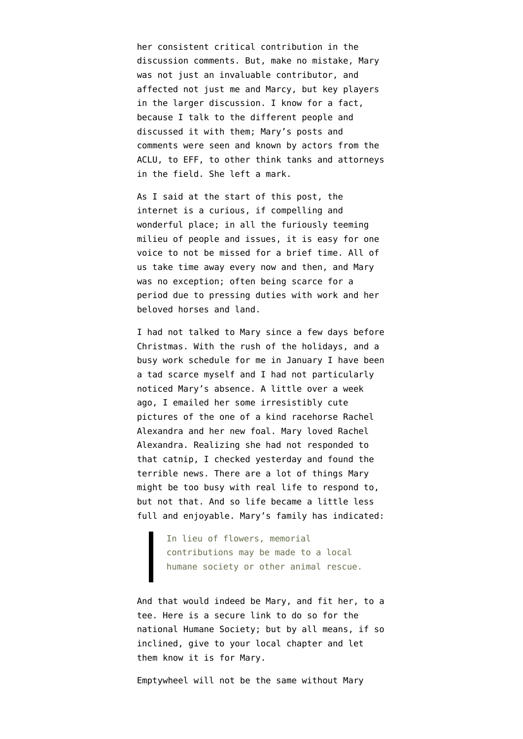her consistent critical contribution in the discussion comments. But, make no mistake, Mary was not just an invaluable contributor, and affected not just me and Marcy, but key players in the larger discussion. I know for a fact, because I talk to the different people and discussed it with them; Mary's posts and comments were seen and known by actors from the ACLU, to EFF, to other think tanks and attorneys in the field. She left a mark.

As I said at the start of this post, the internet is a curious, if compelling and wonderful place; in all the furiously teeming milieu of people and issues, it is easy for one voice to not be missed for a brief time. All of us take time away every now and then, and Mary was no exception; often being scarce for a period due to pressing duties with work and her beloved horses and land.

I had not talked to Mary since a few days before Christmas. With the rush of the holidays, and a busy work schedule for me in January I have been a tad scarce myself and I had not particularly noticed Mary's absence. A little over a week ago, I emailed her some irresistibly cute pictures of the one of a kind racehorse Rachel Alexandra and her new foal. Mary loved Rachel Alexandra. Realizing she had not responded to that catnip, I checked yesterday and found the terrible news. There are a lot of things Mary might be too busy with real life to respond to, but not that. And so life became a little less full and enjoyable. Mary's family has indicated:

> In lieu of flowers, memorial contributions may be made to a local humane society or other animal rescue.

And that would indeed be Mary, and fit her, to a tee. Here is a secure link to do so for the national Humane Society; but by all means, if so inclined, give to your local chapter and let them know it is for Mary.

Emptywheel will not be the same without Mary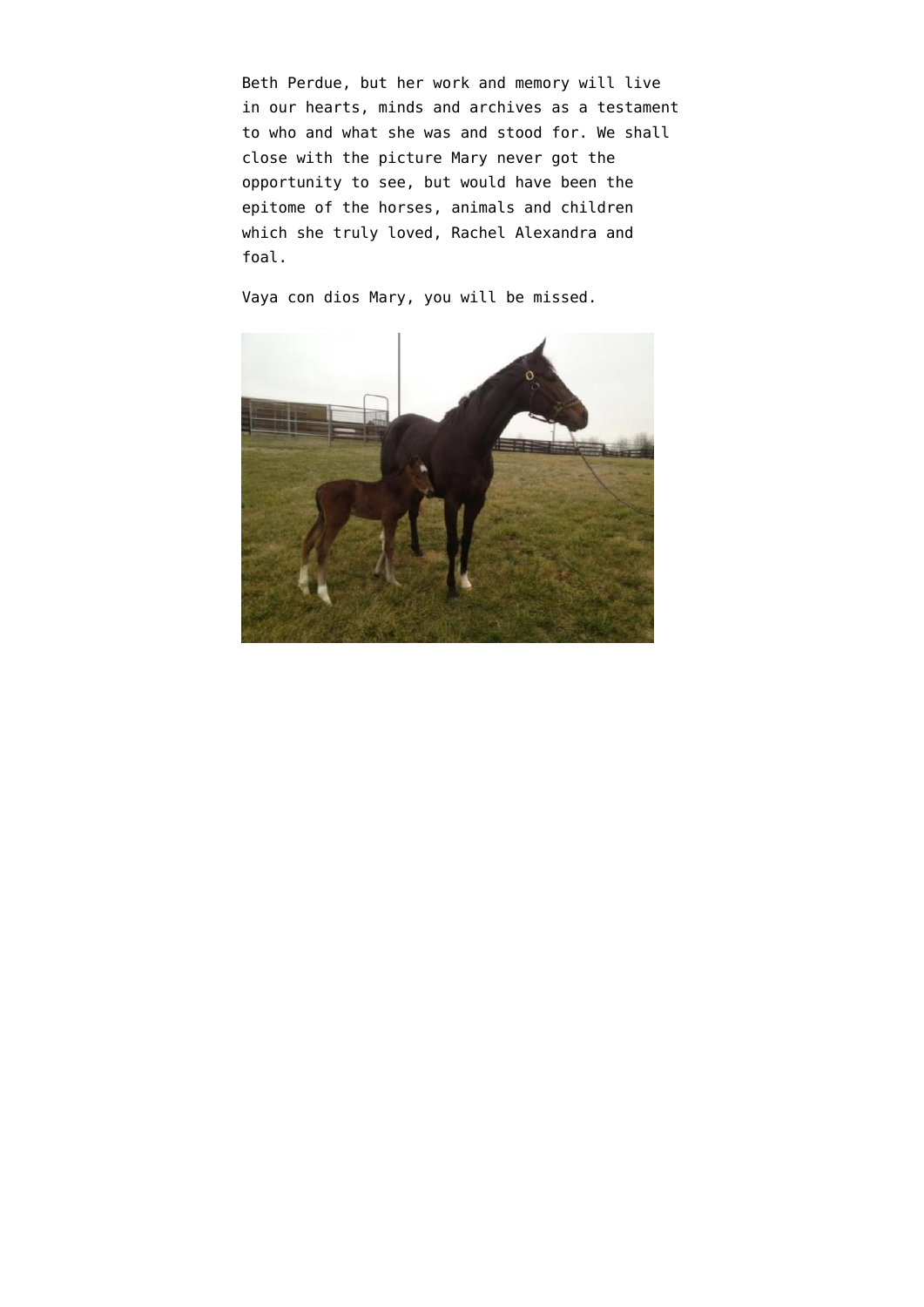Beth Perdue, but her work and memory will live in our hearts, minds and archives as a testament to who and what she was and stood for. We shall close with the picture Mary never got the opportunity to see, but would have been the epitome of the horses, animals and children which she truly loved, Rachel Alexandra and foal.

Vaya con dios Mary, you will be missed.